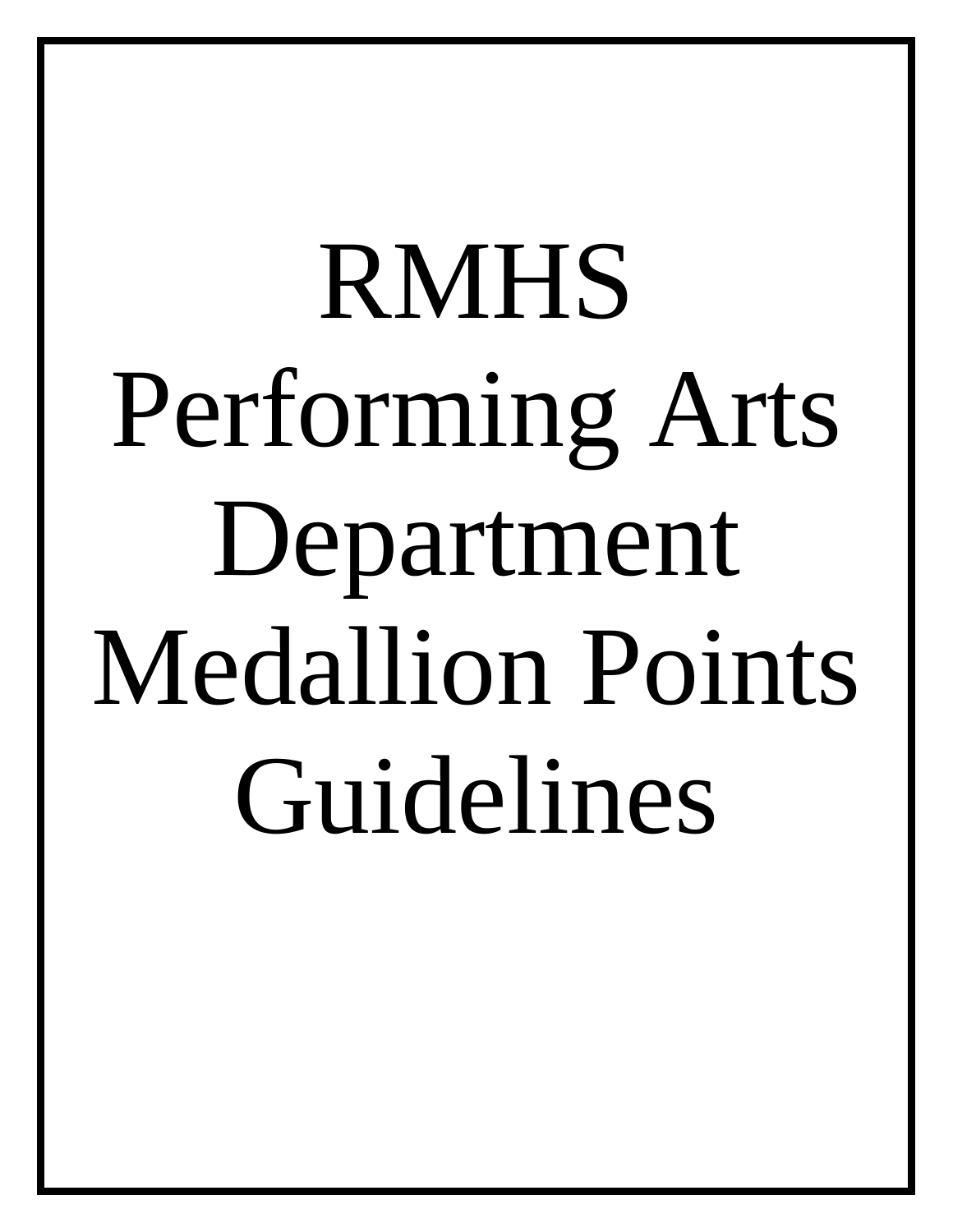# RMHS Performing Arts Department Medallion Points Guidelines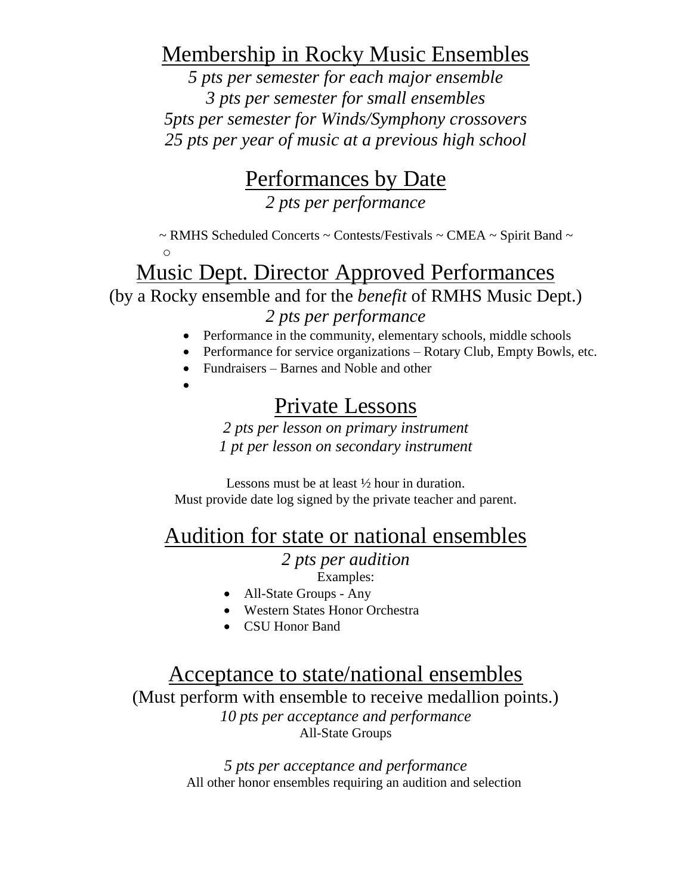## Membership in Rocky Music Ensembles

*5 pts per semester for each major ensemble*
*3 pts per semester for small ensembles*
*5pts per semester for Winds/Symphony crossovers*
*25 pts per year of music at a previous high school*

## Performances by Date

*2 pts per performance*

~ RMHS Scheduled Concerts ~ Contests/Festivals ~ CMEA ~ Spirit Band ~

## Music Dept. Director Approved Performances

(by a Rocky ensemble and for the *benefit* of RMHS Music Dept.)

*2 pts per performance*

- Performance in the community, elementary schools, middle schools
- Performance for service organizations – Rotary Club, Empty Bowls, etc.
- Fundraisers – Barnes and Noble and other

## Private Lessons

*2 pts per lesson on primary instrument*
*1 pt per lesson on secondary instrument*

Lessons must be at least ½ hour in duration.
Must provide date log signed by the private teacher and parent.

## Audition for state or national ensembles

*2 pts per audition*

Examples:

- All-State Groups - Any
- Western States Honor Orchestra
- CSU Honor Band

## Acceptance to state/national ensembles

(Must perform with ensemble to receive medallion points.)

*10 pts per acceptance and performance*
All-State Groups

*5 pts per acceptance and performance*
All other honor ensembles requiring an audition and selection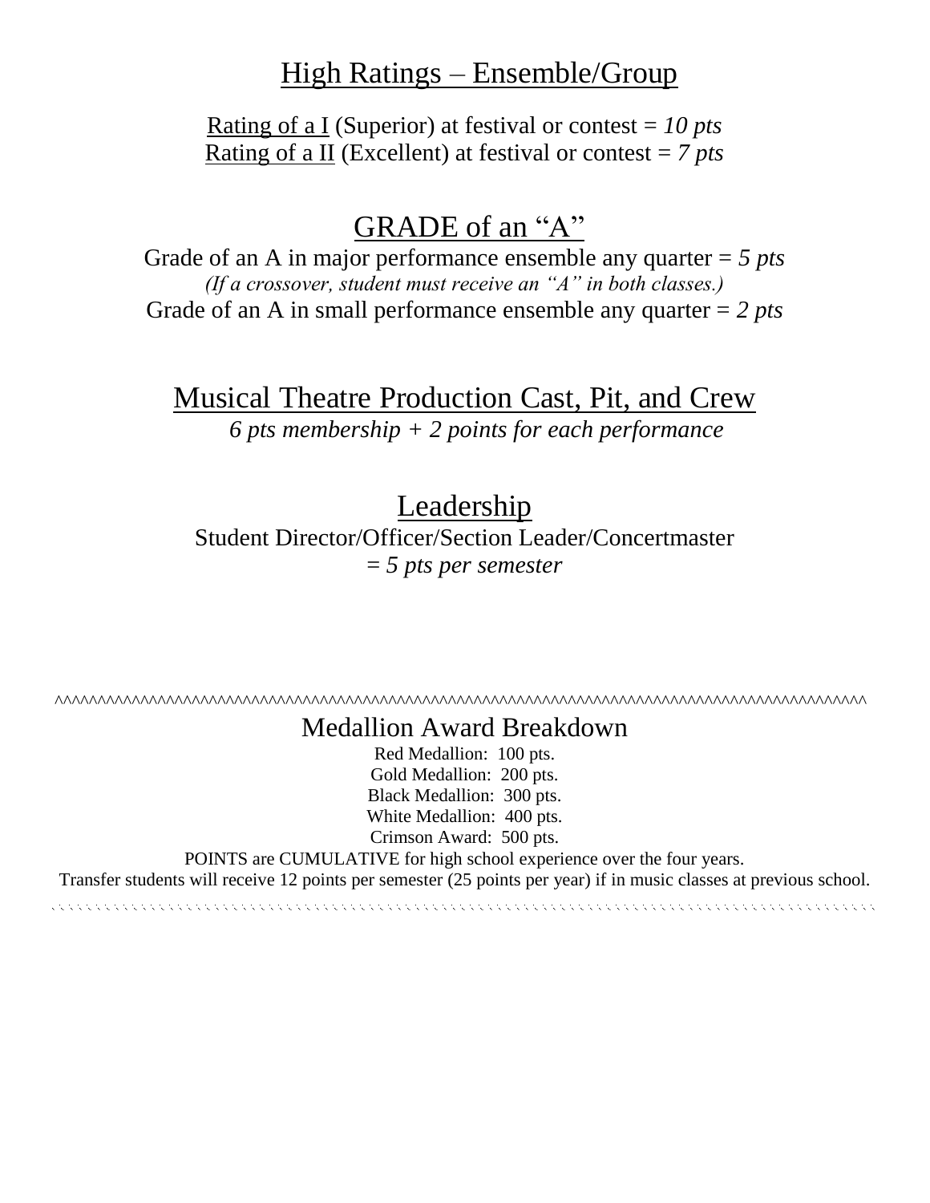## High Ratings – Ensemble/Group

Rating of a I (Superior) at festival or contest = *10 pts*
Rating of a II (Excellent) at festival or contest = *7 pts*

## GRADE of an "A"

Grade of an A in major performance ensemble any quarter = *5 pts*
*(If a crossover, student must receive an "A" in both classes.)*
Grade of an A in small performance ensemble any quarter = *2 pts*

## Musical Theatre Production Cast, Pit, and Crew

*6 pts membership + 2 points for each performance*

## Leadership

Student Director/Officer/Section Leader/Concertmaster
*= 5 pts per semester*

---

## Medallion Award Breakdown

Red Medallion: 100 pts.
Gold Medallion: 200 pts.
Black Medallion: 300 pts.
White Medallion: 400 pts.
Crimson Award: 500 pts.

POINTS are CUMULATIVE for high school experience over the four years.
Transfer students will receive 12 points per semester (25 points per year) if in music classes at previous school.

---